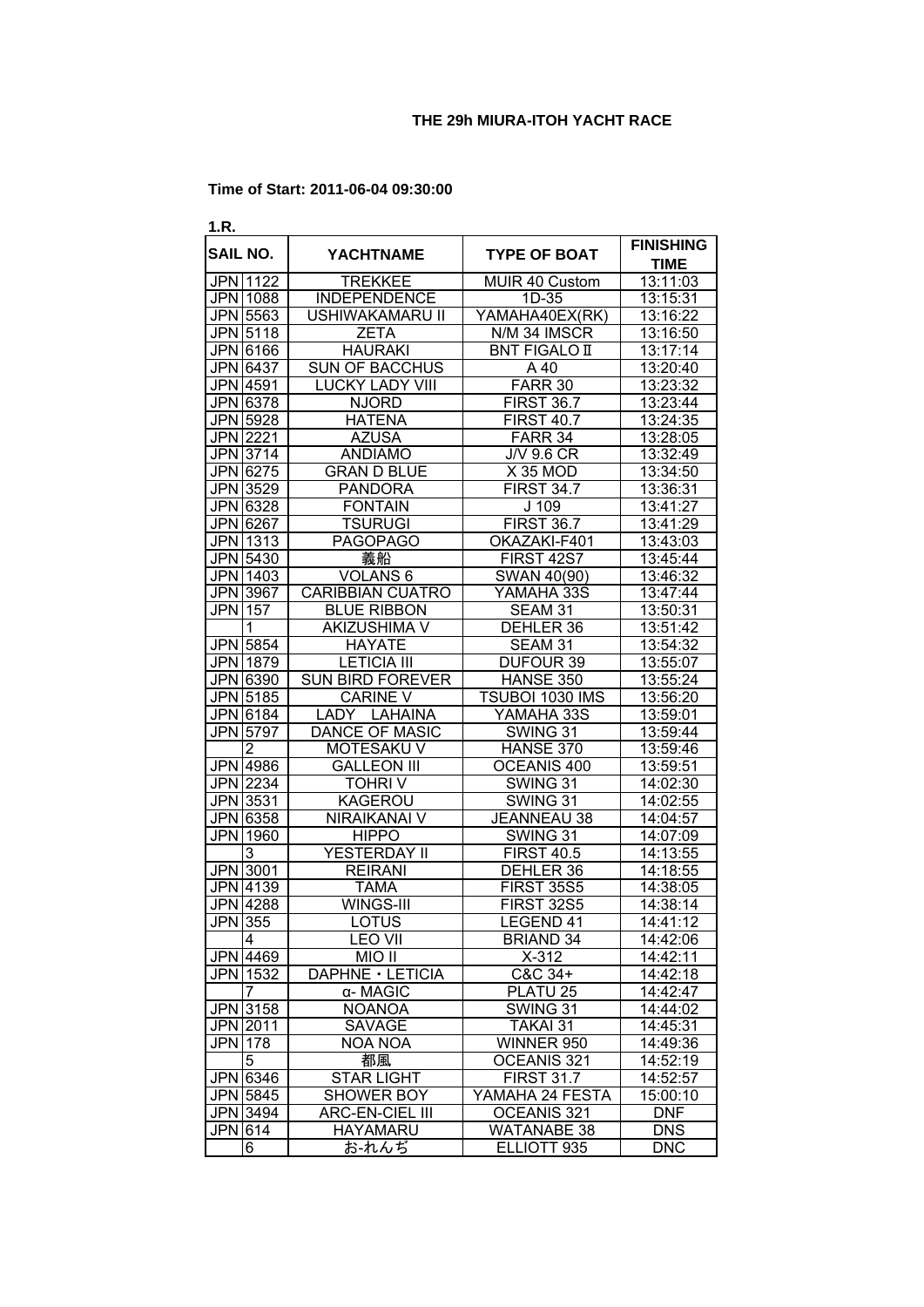# THE 29h MIURA-ITOH YACHT RACE

**Time of Start: 2011-06-04 09:30:00**

**1.R.**

| SAIL NO. | | YACHTNAME | TYPE OF BOAT | FINISHING TIME |
|---|---|---|---|---|
| JPN | 1122 | TREKKEE | MUIR 40 Custom | 13:11:03 |
| JPN | 1088 | INDEPENDENCE | 1D-35 | 13:15:31 |
| JPN | 5563 | USHIWAKAMARU II | YAMAHA40EX(RK) | 13:16:22 |
| JPN | 5118 | ZETA | N/M 34 IMSCR | 13:16:50 |
| JPN | 6166 | HAURAKI | BNT FIGALO Ⅱ | 13:17:14 |
| JPN | 6437 | SUN OF BACCHUS | A 40 | 13:20:40 |
| JPN | 4591 | LUCKY LADY VIII | FARR 30 | 13:23:32 |
| JPN | 6378 | NJORD | FIRST 36.7 | 13:23:44 |
| JPN | 5928 | HATENA | FIRST 40.7 | 13:24:35 |
| JPN | 2221 | AZUSA | FARR 34 | 13:28:05 |
| JPN | 3714 | ANDIAMO | J/V 9.6 CR | 13:32:49 |
| JPN | 6275 | GRAN D BLUE | X 35 MOD | 13:34:50 |
| JPN | 3529 | PANDORA | FIRST 34.7 | 13:36:31 |
| JPN | 6328 | FONTAIN | J 109 | 13:41:27 |
| JPN | 6267 | TSURUGI | FIRST 36.7 | 13:41:29 |
| JPN | 1313 | PAGOPAGO | OKAZAKI-F401 | 13:43:03 |
| JPN | 5430 | 義船 | FIRST 42S7 | 13:45:44 |
| JPN | 1403 | VOLANS 6 | SWAN 40(90) | 13:46:32 |
| JPN | 3967 | CARIBBIAN CUATRO | YAMAHA 33S | 13:47:44 |
| JPN | 157 | BLUE RIBBON | SEAM 31 | 13:50:31 |
| | 1 | AKIZUSHIMA V | DEHLER 36 | 13:51:42 |
| JPN | 5854 | HAYATE | SEAM 31 | 13:54:32 |
| JPN | 1879 | LETICIA III | DUFOUR 39 | 13:55:07 |
| JPN | 6390 | SUN BIRD FOREVER | HANSE 350 | 13:55:24 |
| JPN | 5185 | CARINE V | TSUBOI 1030 IMS | 13:56:20 |
| JPN | 6184 | LADY LAHAINA | YAMAHA 33S | 13:59:01 |
| JPN | 5797 | DANCE OF MASIC | SWING 31 | 13:59:44 |
| | 2 | MOTESAKU V | HANSE 370 | 13:59:46 |
| JPN | 4986 | GALLEON III | OCEANIS 400 | 13:59:51 |
| JPN | 2234 | TOHRI V | SWING 31 | 14:02:30 |
| JPN | 3531 | KAGEROU | SWING 31 | 14:02:55 |
| JPN | 6358 | NIRAIKANAI V | JEANNEAU 38 | 14:04:57 |
| JPN | 1960 | HIPPO | SWING 31 | 14:07:09 |
| | 3 | YESTERDAY II | FIRST 40.5 | 14:13:55 |
| JPN | 3001 | REIRANI | DEHLER 36 | 14:18:55 |
| JPN | 4139 | TAMA | FIRST 35S5 | 14:38:05 |
| JPN | 4288 | WINGS-III | FIRST 32S5 | 14:38:14 |
| JPN | 355 | LOTUS | LEGEND 41 | 14:41:12 |
| | 4 | LEO VII | BRIAND 34 | 14:42:06 |
| JPN | 4469 | MIO II | X-312 | 14:42:11 |
| JPN | 1532 | DAPHNE・LETICIA | C&C 34+ | 14:42:18 |
| | 7 | α- MAGIC | PLATU 25 | 14:42:47 |
| JPN | 3158 | NOANOA | SWING 31 | 14:44:02 |
| JPN | 2011 | SAVAGE | TAKAI 31 | 14:45:31 |
| JPN | 178 | NOA NOA | WINNER 950 | 14:49:36 |
| | 5 | 都風 | OCEANIS 321 | 14:52:19 |
| JPN | 6346 | STAR LIGHT | FIRST 31.7 | 14:52:57 |
| JPN | 5845 | SHOWER BOY | YAMAHA 24 FESTA | 15:00:10 |
| JPN | 3494 | ARC-EN-CIEL III | OCEANIS 321 | DNF |
| JPN | 614 | HAYAMARU | WATANABE 38 | DNS |
| | 6 | お-れんぢ | ELLIOTT 935 | DNC |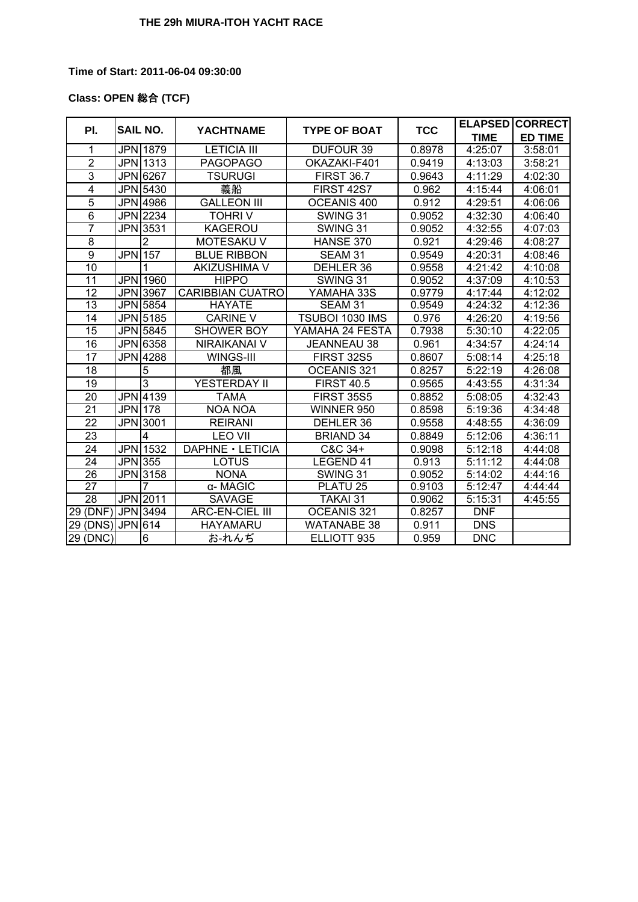**THE 29h MIURA-ITOH YACHT RACE**

**Time of Start: 2011-06-04 09:30:00**

**Class: OPEN 総合 (TCF)**

| Pl. | SAIL NO. | | YACHTNAME | TYPE OF BOAT | TCC | ELAPSED TIME | CORRECTED TIME |
|---|---|---|---|---|---|---|---|
| 1 | JPN | 1879 | LETICIA III | DUFOUR 39 | 0.8978 | 4:25:07 | 3:58:01 |
| 2 | JPN | 1313 | PAGOPAGO | OKAZAKI-F401 | 0.9419 | 4:13:03 | 3:58:21 |
| 3 | JPN | 6267 | TSURUGI | FIRST 36.7 | 0.9643 | 4:11:29 | 4:02:30 |
| 4 | JPN | 5430 | 義船 | FIRST 42S7 | 0.962 | 4:15:44 | 4:06:01 |
| 5 | JPN | 4986 | GALLEON III | OCEANIS 400 | 0.912 | 4:29:51 | 4:06:06 |
| 6 | JPN | 2234 | TOHRI V | SWING 31 | 0.9052 | 4:32:30 | 4:06:40 |
| 7 | JPN | 3531 | KAGEROU | SWING 31 | 0.9052 | 4:32:55 | 4:07:03 |
| 8 | | 2 | MOTESAKU V | HANSE 370 | 0.921 | 4:29:46 | 4:08:27 |
| 9 | JPN | 157 | BLUE RIBBON | SEAM 31 | 0.9549 | 4:20:31 | 4:08:46 |
| 10 | | 1 | AKIZUSHIMA V | DEHLER 36 | 0.9558 | 4:21:42 | 4:10:08 |
| 11 | JPN | 1960 | HIPPO | SWING 31 | 0.9052 | 4:37:09 | 4:10:53 |
| 12 | JPN | 3967 | CARIBBIAN CUATRO | YAMAHA 33S | 0.9779 | 4:17:44 | 4:12:02 |
| 13 | JPN | 5854 | HAYATE | SEAM 31 | 0.9549 | 4:24:32 | 4:12:36 |
| 14 | JPN | 5185 | CARINE V | TSUBOI 1030 IMS | 0.976 | 4:26:20 | 4:19:56 |
| 15 | JPN | 5845 | SHOWER BOY | YAMAHA 24 FESTA | 0.7938 | 5:30:10 | 4:22:05 |
| 16 | JPN | 6358 | NIRAIKANAI V | JEANNEAU 38 | 0.961 | 4:34:57 | 4:24:14 |
| 17 | JPN | 4288 | WINGS-III | FIRST 32S5 | 0.8607 | 5:08:14 | 4:25:18 |
| 18 | | 5 | 都風 | OCEANIS 321 | 0.8257 | 5:22:19 | 4:26:08 |
| 19 | | 3 | YESTERDAY II | FIRST 40.5 | 0.9565 | 4:43:55 | 4:31:34 |
| 20 | JPN | 4139 | TAMA | FIRST 35S5 | 0.8852 | 5:08:05 | 4:32:43 |
| 21 | JPN | 178 | NOA NOA | WINNER 950 | 0.8598 | 5:19:36 | 4:34:48 |
| 22 | JPN | 3001 | REIRANI | DEHLER 36 | 0.9558 | 4:48:55 | 4:36:09 |
| 23 | | 4 | LEO VII | BRIAND 34 | 0.8849 | 5:12:06 | 4:36:11 |
| 24 | JPN | 1532 | DAPHNE・LETICIA | C&C 34+ | 0.9098 | 5:12:18 | 4:44:08 |
| 24 | JPN | 355 | LOTUS | LEGEND 41 | 0.913 | 5:11:12 | 4:44:08 |
| 26 | JPN | 3158 | NONA | SWING 31 | 0.9052 | 5:14:02 | 4:44:16 |
| 27 | | 7 | α- MAGIC | PLATU 25 | 0.9103 | 5:12:47 | 4:44:44 |
| 28 | JPN | 2011 | SAVAGE | TAKAI 31 | 0.9062 | 5:15:31 | 4:45:55 |
| 29 (DNF) | JPN | 3494 | ARC-EN-CIEL III | OCEANIS 321 | 0.8257 | DNF | |
| 29 (DNS) | JPN | 614 | HAYAMARU | WATANABE 38 | 0.911 | DNS | |
| 29 (DNC) | | 6 | お-れんぢ | ELLIOTT 935 | 0.959 | DNC | |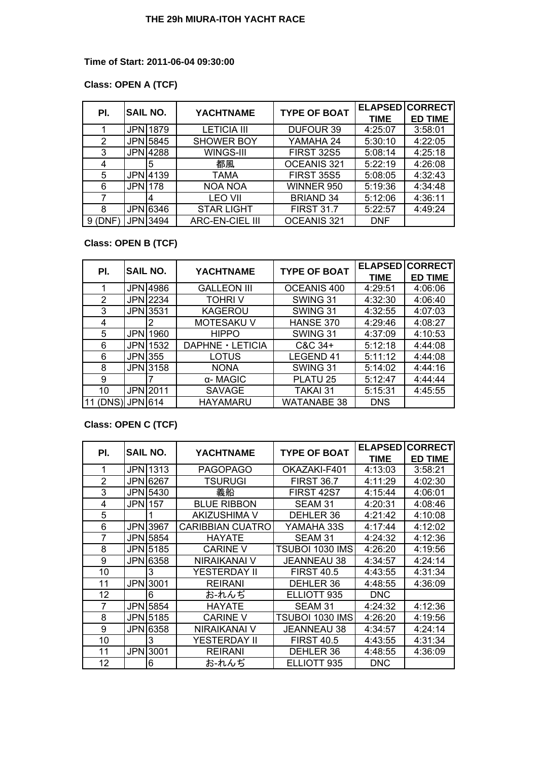### THE 29h MIURA-ITOH YACHT RACE

**Time of Start: 2011-06-04 09:30:00**

**Class: OPEN A (TCF)**

| Pl. | SAIL NO. | | YACHTNAME | TYPE OF BOAT | ELAPSED TIME | CORRECTED TIME |
|---|---|---|---|---|---|---|
| 1 | JPN | 1879 | LETICIA III | DUFOUR 39 | 4:25:07 | 3:58:01 |
| 2 | JPN | 5845 | SHOWER BOY | YAMAHA 24 | 5:30:10 | 4:22:05 |
| 3 | JPN | 4288 | WINGS-III | FIRST 32S5 | 5:08:14 | 4:25:18 |
| 4 | | 5 | 都風 | OCEANIS 321 | 5:22:19 | 4:26:08 |
| 5 | JPN | 4139 | TAMA | FIRST 35S5 | 5:08:05 | 4:32:43 |
| 6 | JPN | 178 | NOA NOA | WINNER 950 | 5:19:36 | 4:34:48 |
| 7 | | 4 | LEO VII | BRIAND 34 | 5:12:06 | 4:36:11 |
| 8 | JPN | 6346 | STAR LIGHT | FIRST 31.7 | 5:22:57 | 4:49:24 |
| 9 (DNF) | JPN | 3494 | ARC-EN-CIEL III | OCEANIS 321 | DNF | |

**Class: OPEN B (TCF)**

| Pl. | SAIL NO. | | YACHTNAME | TYPE OF BOAT | ELAPSED TIME | CORRECTED TIME |
|---|---|---|---|---|---|---|
| 1 | JPN | 4986 | GALLEON III | OCEANIS 400 | 4:29:51 | 4:06:06 |
| 2 | JPN | 2234 | TOHRI V | SWING 31 | 4:32:30 | 4:06:40 |
| 3 | JPN | 3531 | KAGEROU | SWING 31 | 4:32:55 | 4:07:03 |
| 4 | | 2 | MOTESAKU V | HANSE 370 | 4:29:46 | 4:08:27 |
| 5 | JPN | 1960 | HIPPO | SWING 31 | 4:37:09 | 4:10:53 |
| 6 | JPN | 1532 | DAPHNE・LETICIA | C&C 34+ | 5:12:18 | 4:44:08 |
| 6 | JPN | 355 | LOTUS | LEGEND 41 | 5:11:12 | 4:44:08 |
| 8 | JPN | 3158 | NONA | SWING 31 | 5:14:02 | 4:44:16 |
| 9 | | 7 | α- MAGIC | PLATU 25 | 5:12:47 | 4:44:44 |
| 10 | JPN | 2011 | SAVAGE | TAKAI 31 | 5:15:31 | 4:45:55 |
| 11 (DNS) | JPN | 614 | HAYAMARU | WATANABE 38 | DNS | |

**Class: OPEN C (TCF)**

| Pl. | SAIL NO. | | YACHTNAME | TYPE OF BOAT | ELAPSED TIME | CORRECTED TIME |
|---|---|---|---|---|---|---|
| 1 | JPN | 1313 | PAGOPAGO | OKAZAKI-F401 | 4:13:03 | 3:58:21 |
| 2 | JPN | 6267 | TSURUGI | FIRST 36.7 | 4:11:29 | 4:02:30 |
| 3 | JPN | 5430 | 義船 | FIRST 42S7 | 4:15:44 | 4:06:01 |
| 4 | JPN | 157 | BLUE RIBBON | SEAM 31 | 4:20:31 | 4:08:46 |
| 5 | | 1 | AKIZUSHIMA V | DEHLER 36 | 4:21:42 | 4:10:08 |
| 6 | JPN | 3967 | CARIBBIAN CUATRO | YAMAHA 33S | 4:17:44 | 4:12:02 |
| 7 | JPN | 5854 | HAYATE | SEAM 31 | 4:24:32 | 4:12:36 |
| 8 | JPN | 5185 | CARINE V | TSUBOI 1030 IMS | 4:26:20 | 4:19:56 |
| 9 | JPN | 6358 | NIRAIKANAI V | JEANNEAU 38 | 4:34:57 | 4:24:14 |
| 10 | | 3 | YESTERDAY II | FIRST 40.5 | 4:43:55 | 4:31:34 |
| 11 | JPN | 3001 | REIRANI | DEHLER 36 | 4:48:55 | 4:36:09 |
| 12 | | 6 | お-れんぢ | ELLIOTT 935 | DNC | |
| 7 | JPN | 5854 | HAYATE | SEAM 31 | 4:24:32 | 4:12:36 |
| 8 | JPN | 5185 | CARINE V | TSUBOI 1030 IMS | 4:26:20 | 4:19:56 |
| 9 | JPN | 6358 | NIRAIKANAI V | JEANNEAU 38 | 4:34:57 | 4:24:14 |
| 10 | | 3 | YESTERDAY II | FIRST 40.5 | 4:43:55 | 4:31:34 |
| 11 | JPN | 3001 | REIRANI | DEHLER 36 | 4:48:55 | 4:36:09 |
| 12 | | 6 | お-れんぢ | ELLIOTT 935 | DNC | |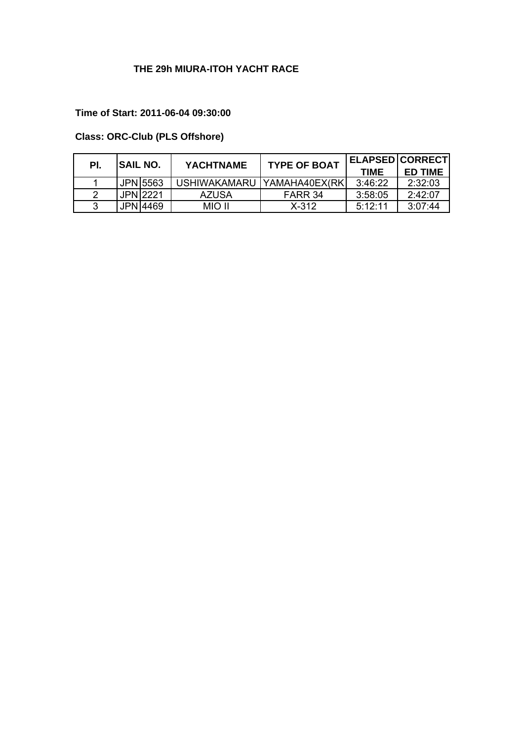**THE 29h MIURA-ITOH YACHT RACE**

**Time of Start: 2011-06-04 09:30:00**

**Class: ORC-Club (PLS Offshore)**

| Pl. | SAIL NO. | | YACHTNAME | TYPE OF BOAT | ELAPSED TIME | CORRECTED TIME |
|---|---|---|---|---|---|---|
| 1 | JPN | 5563 | USHIWAKAMARU | YAMAHA40EX(RK | 3:46:22 | 2:32:03 |
| 2 | JPN | 2221 | AZUSA | FARR 34 | 3:58:05 | 2:42:07 |
| 3 | JPN | 4469 | MIO II | X-312 | 5:12:11 | 3:07:44 |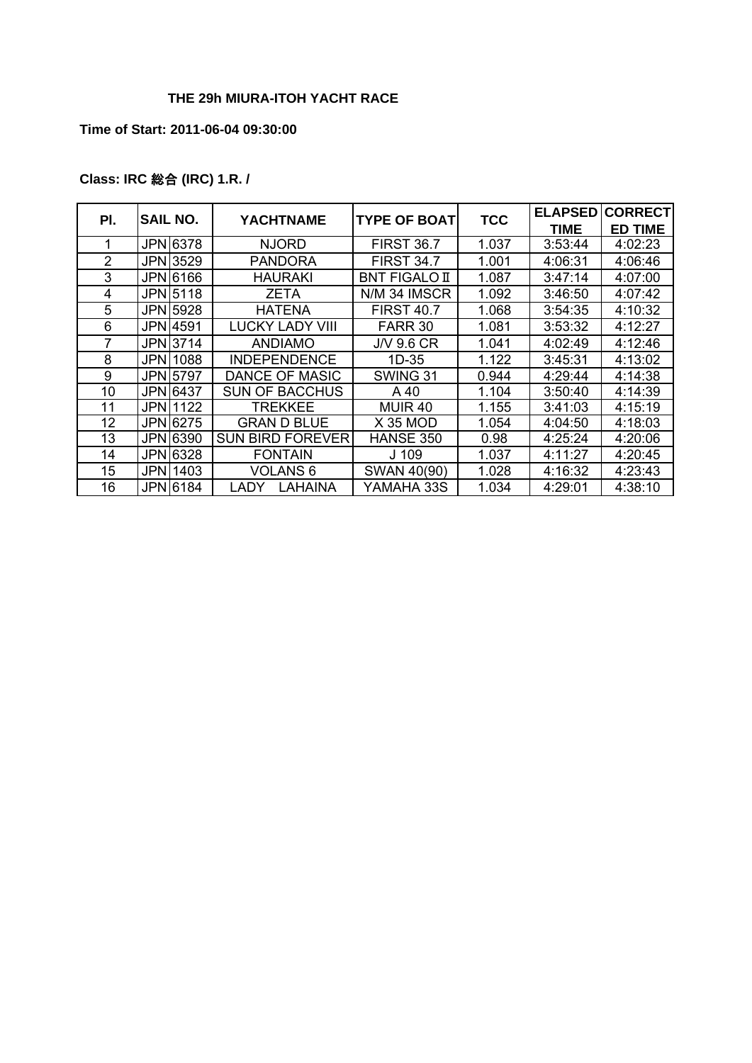**THE 29h MIURA-ITOH YACHT RACE**

**Time of Start: 2011-06-04 09:30:00**

**Class: IRC 総合 (IRC) 1.R. /**

| Pl. | SAIL NO. | | YACHTNAME | TYPE OF BOAT | TCC | ELAPSED TIME | CORRECTED TIME |
|---|---|---|---|---|---|---|---|
| 1 | JPN | 6378 | NJORD | FIRST 36.7 | 1.037 | 3:53:44 | 4:02:23 |
| 2 | JPN | 3529 | PANDORA | FIRST 34.7 | 1.001 | 4:06:31 | 4:06:46 |
| 3 | JPN | 6166 | HAURAKI | BNT FIGALO Ⅱ | 1.087 | 3:47:14 | 4:07:00 |
| 4 | JPN | 5118 | ZETA | N/M 34 IMSCR | 1.092 | 3:46:50 | 4:07:42 |
| 5 | JPN | 5928 | HATENA | FIRST 40.7 | 1.068 | 3:54:35 | 4:10:32 |
| 6 | JPN | 4591 | LUCKY LADY VIII | FARR 30 | 1.081 | 3:53:32 | 4:12:27 |
| 7 | JPN | 3714 | ANDIAMO | J/V 9.6 CR | 1.041 | 4:02:49 | 4:12:46 |
| 8 | JPN | 1088 | INDEPENDENCE | 1D-35 | 1.122 | 3:45:31 | 4:13:02 |
| 9 | JPN | 5797 | DANCE OF MASIC | SWING 31 | 0.944 | 4:29:44 | 4:14:38 |
| 10 | JPN | 6437 | SUN OF BACCHUS | A 40 | 1.104 | 3:50:40 | 4:14:39 |
| 11 | JPN | 1122 | TREKKEE | MUIR 40 | 1.155 | 3:41:03 | 4:15:19 |
| 12 | JPN | 6275 | GRAN D BLUE | X 35 MOD | 1.054 | 4:04:50 | 4:18:03 |
| 13 | JPN | 6390 | SUN BIRD FOREVER | HANSE 350 | 0.98 | 4:25:24 | 4:20:06 |
| 14 | JPN | 6328 | FONTAIN | J 109 | 1.037 | 4:11:27 | 4:20:45 |
| 15 | JPN | 1403 | VOLANS 6 | SWAN 40(90) | 1.028 | 4:16:32 | 4:23:43 |
| 16 | JPN | 6184 | LADY　LAHAINA | YAMAHA 33S | 1.034 | 4:29:01 | 4:38:10 |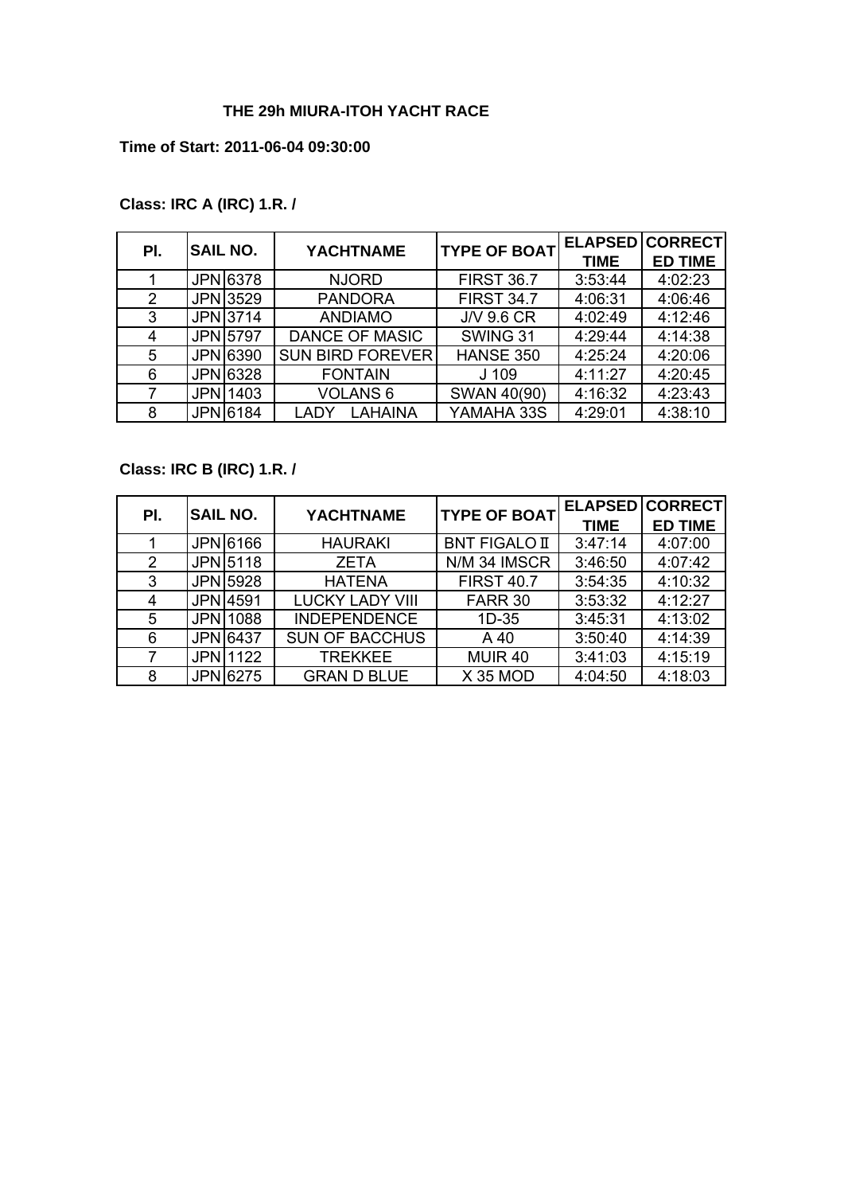**THE 29h MIURA-ITOH YACHT RACE**

**Time of Start: 2011-06-04 09:30:00**

**Class: IRC A (IRC) 1.R. /**

| Pl. | SAIL NO. | | YACHTNAME | TYPE OF BOAT | ELAPSED TIME | CORRECTED TIME |
|---|---|---|---|---|---|---|
| 1 | JPN | 6378 | NJORD | FIRST 36.7 | 3:53:44 | 4:02:23 |
| 2 | JPN | 3529 | PANDORA | FIRST 34.7 | 4:06:31 | 4:06:46 |
| 3 | JPN | 3714 | ANDIAMO | J/V 9.6 CR | 4:02:49 | 4:12:46 |
| 4 | JPN | 5797 | DANCE OF MASIC | SWING 31 | 4:29:44 | 4:14:38 |
| 5 | JPN | 6390 | SUN BIRD FOREVER | HANSE 350 | 4:25:24 | 4:20:06 |
| 6 | JPN | 6328 | FONTAIN | J 109 | 4:11:27 | 4:20:45 |
| 7 | JPN | 1403 | VOLANS 6 | SWAN 40(90) | 4:16:32 | 4:23:43 |
| 8 | JPN | 6184 | LADY LAHAINA | YAMAHA 33S | 4:29:01 | 4:38:10 |

**Class: IRC B (IRC) 1.R. /**

| Pl. | SAIL NO. | | YACHTNAME | TYPE OF BOAT | ELAPSED TIME | CORRECTED TIME |
|---|---|---|---|---|---|---|
| 1 | JPN | 6166 | HAURAKI | BNT FIGALO Ⅱ | 3:47:14 | 4:07:00 |
| 2 | JPN | 5118 | ZETA | N/M 34 IMSCR | 3:46:50 | 4:07:42 |
| 3 | JPN | 5928 | HATENA | FIRST 40.7 | 3:54:35 | 4:10:32 |
| 4 | JPN | 4591 | LUCKY LADY VIII | FARR 30 | 3:53:32 | 4:12:27 |
| 5 | JPN | 1088 | INDEPENDENCE | 1D-35 | 3:45:31 | 4:13:02 |
| 6 | JPN | 6437 | SUN OF BACCHUS | A 40 | 3:50:40 | 4:14:39 |
| 7 | JPN | 1122 | TREKKEE | MUIR 40 | 3:41:03 | 4:15:19 |
| 8 | JPN | 6275 | GRAN D BLUE | X 35 MOD | 4:04:50 | 4:18:03 |